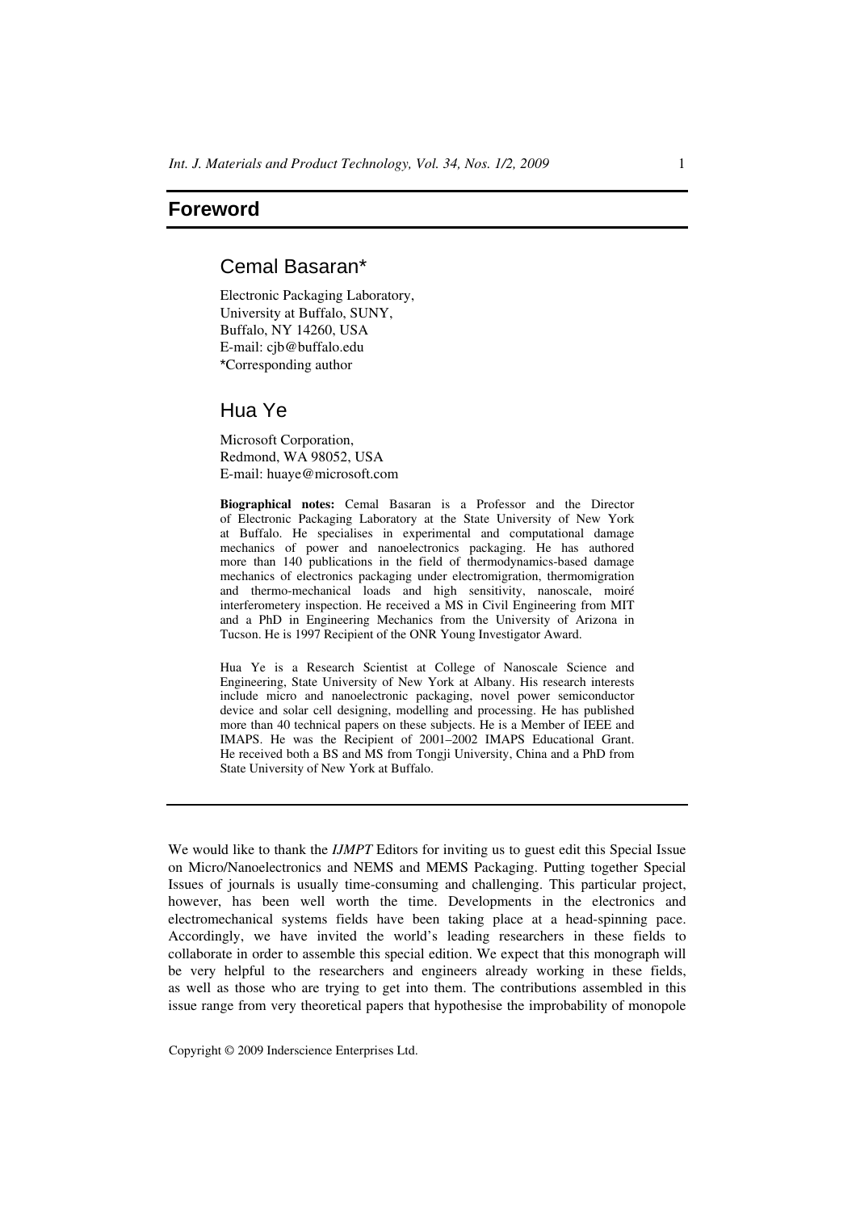# Foreword

## Cemal Basaran*

Electronic Packaging Laboratory,
University at Buffalo, SUNY,
Buffalo, NY 14260, USA
E-mail: cjb@buffalo.edu
*Corresponding author

## Hua Ye

Microsoft Corporation,
Redmond, WA 98052, USA
E-mail: huaye@microsoft.com

**Biographical notes:** Cemal Basaran is a Professor and the Director of Electronic Packaging Laboratory at the State University of New York at Buffalo. He specialises in experimental and computational damage mechanics of power and nanoelectronics packaging. He has authored more than 140 publications in the field of thermodynamics-based damage mechanics of electronics packaging under electromigration, thermomigration and thermo-mechanical loads and high sensitivity, nanoscale, moiré interferometery inspection. He received a MS in Civil Engineering from MIT and a PhD in Engineering Mechanics from the University of Arizona in Tucson. He is 1997 Recipient of the ONR Young Investigator Award.

Hua Ye is a Research Scientist at College of Nanoscale Science and Engineering, State University of New York at Albany. His research interests include micro and nanoelectronic packaging, novel power semiconductor device and solar cell designing, modelling and processing. He has published more than 40 technical papers on these subjects. He is a Member of IEEE and IMAPS. He was the Recipient of 2001–2002 IMAPS Educational Grant. He received both a BS and MS from Tongji University, China and a PhD from State University of New York at Buffalo.

---

We would like to thank the *IJMPT* Editors for inviting us to guest edit this Special Issue on Micro/Nanoelectronics and NEMS and MEMS Packaging. Putting together Special Issues of journals is usually time-consuming and challenging. This particular project, however, has been well worth the time. Developments in the electronics and electromechanical systems fields have been taking place at a head-spinning pace. Accordingly, we have invited the world's leading researchers in these fields to collaborate in order to assemble this special edition. We expect that this monograph will be very helpful to the researchers and engineers already working in these fields, as well as those who are trying to get into them. The contributions assembled in this issue range from very theoretical papers that hypothesise the improbability of monopole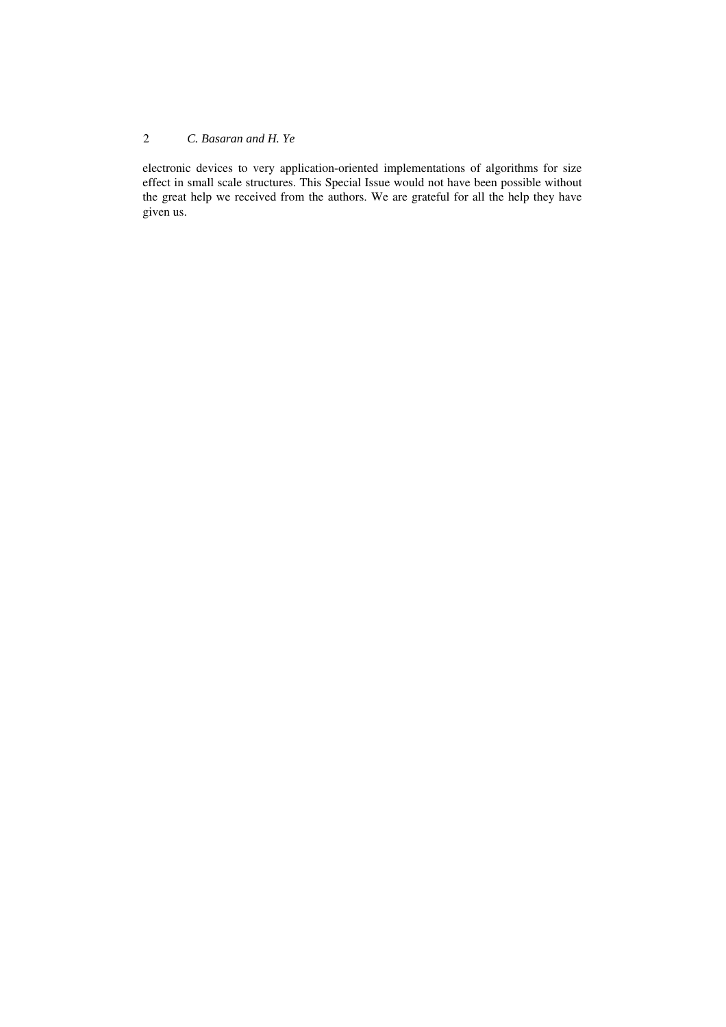electronic devices to very application-oriented implementations of algorithms for size effect in small scale structures. This Special Issue would not have been possible without the great help we received from the authors. We are grateful for all the help they have given us.